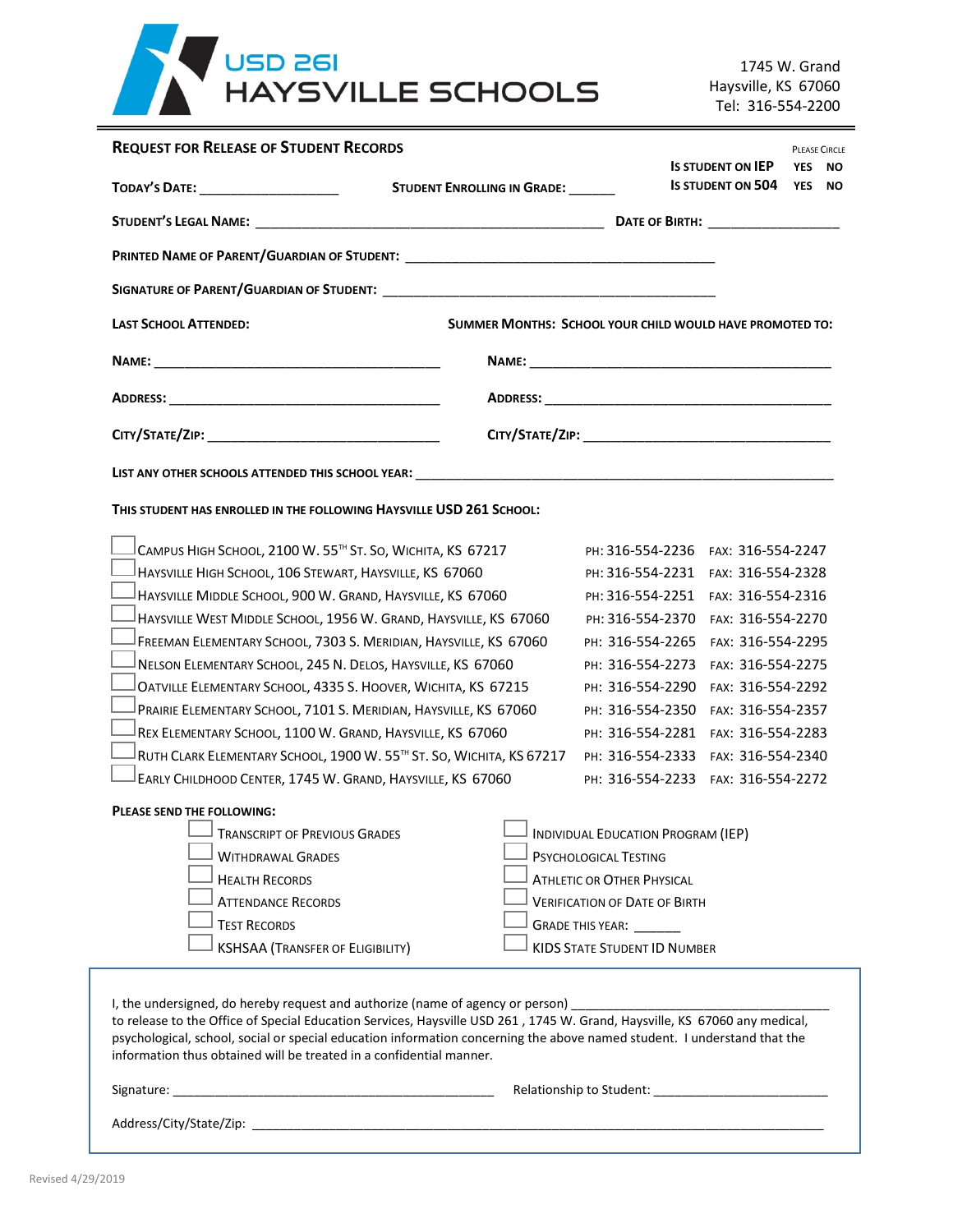# USD 261 HAYSVILLE SCHOOLS

1745 W. Grand
Haysville, KS 67060
Tel: 316-554-2200

## Request for Release of Student Records

Please Circle

**Is student on IEP** YES NO
**Is student on 504** YES NO

**Today's Date:** ___________________ **Student Enrolling in Grade:** ______

**Student's Legal Name:** _______________________________________________ **Date of Birth:** _________________

**Printed Name of Parent/Guardian of Student:** __________________________________________

**Signature of Parent/Guardian of Student:** _____________________________________________

| **Last School Attended:** | **Summer Months: School your child would have promoted to:** |
|---|---|
| **Name:** _______________________________________ | **Name:** _________________________________________ |
| **Address:** _____________________________________ | **Address:** _______________________________________ |
| **City/State/Zip:** _______________________________ | **City/State/Zip:** __________________________________ |

**List any other schools attended this school year:** ____________________________________________________________

**This student has enrolled in the following Haysville USD 261 School:**

| School | Phone | Fax |
|---|---|---|
| ☐ Campus High School, 2100 W. 55th St. So, Wichita, KS 67217 | PH: 316-554-2236 | FAX: 316-554-2247 |
| ☐ Haysville High School, 106 Stewart, Haysville, KS 67060 | PH: 316-554-2231 | FAX: 316-554-2328 |
| ☐ Haysville Middle School, 900 W. Grand, Haysville, KS 67060 | PH: 316-554-2251 | FAX: 316-554-2316 |
| ☐ Haysville West Middle School, 1956 W. Grand, Haysville, KS 67060 | PH: 316-554-2370 | FAX: 316-554-2270 |
| ☐ Freeman Elementary School, 7303 S. Meridian, Haysville, KS 67060 | PH: 316-554-2265 | FAX: 316-554-2295 |
| ☐ Nelson Elementary School, 245 N. Delos, Haysville, KS 67060 | PH: 316-554-2273 | FAX: 316-554-2275 |
| ☐ Oatville Elementary School, 4335 S. Hoover, Wichita, KS 67215 | PH: 316-554-2290 | FAX: 316-554-2292 |
| ☐ Prairie Elementary School, 7101 S. Meridian, Haysville, KS 67060 | PH: 316-554-2350 | FAX: 316-554-2357 |
| ☐ Rex Elementary School, 1100 W. Grand, Haysville, KS 67060 | PH: 316-554-2281 | FAX: 316-554-2283 |
| ☐ Ruth Clark Elementary School, 1900 W. 55th St. So, Wichita, KS 67217 | PH: 316-554-2333 | FAX: 316-554-2340 |
| ☐ Early Childhood Center, 1745 W. Grand, Haysville, KS 67060 | PH: 316-554-2233 | FAX: 316-554-2272 |

**Please send the following:**

| | |
|---|---|
| ☐ Transcript of Previous Grades | ☐ Individual Education Program (IEP) |
| ☐ Withdrawal Grades | ☐ Psychological Testing |
| ☐ Health Records | ☐ Athletic or Other Physical |
| ☐ Attendance Records | ☐ Verification of Date of Birth |
| ☐ Test Records | ☐ Grade this year: ______ |
| ☐ KSHSAA (Transfer of Eligibility) | ☐ KIDS State Student ID Number |

I, the undersigned, do hereby request and authorize (name of agency or person) ___________________________________ to release to the Office of Special Education Services, Haysville USD 261 , 1745 W. Grand, Haysville, KS 67060 any medical, psychological, school, social or special education information concerning the above named student. I understand that the information thus obtained will be treated in a confidential manner.

Signature: ______________________________________________ Relationship to Student: ________________________

Address/City/State/Zip: ________________________________________________________________________________

Revised 4/29/2019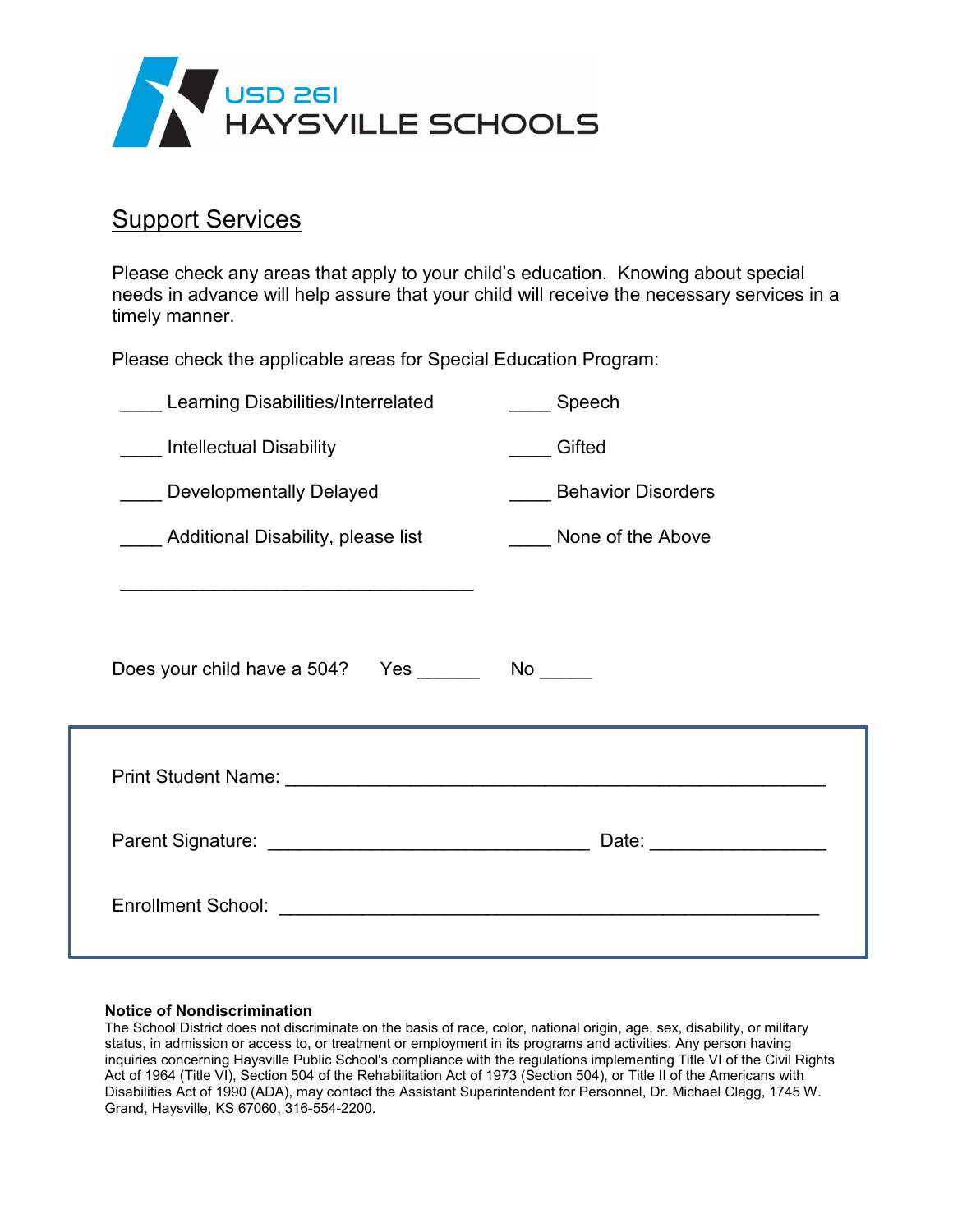USD 261
HAYSVILLE SCHOOLS

## Support Services

Please check any areas that apply to your child's education. Knowing about special needs in advance will help assure that your child will receive the necessary services in a timely manner.

Please check the applicable areas for Special Education Program:

____ Learning Disabilities/Interrelated

____ Speech

____ Intellectual Disability

____ Gifted

____ Developmentally Delayed

____ Behavior Disorders

____ Additional Disability, please list

____ None of the Above

_________________________________

Does your child have a 504? Yes ______ No _____

Print Student Name: ____________________________________________________

Parent Signature: ______________________________ Date: ________________

Enrollment School: ____________________________________________________

**Notice of Nondiscrimination**

The School District does not discriminate on the basis of race, color, national origin, age, sex, disability, or military status, in admission or access to, or treatment or employment in its programs and activities. Any person having inquiries concerning Haysville Public School's compliance with the regulations implementing Title VI of the Civil Rights Act of 1964 (Title VI), Section 504 of the Rehabilitation Act of 1973 (Section 504), or Title II of the Americans with Disabilities Act of 1990 (ADA), may contact the Assistant Superintendent for Personnel, Dr. Michael Clagg, 1745 W. Grand, Haysville, KS 67060, 316-554-2200.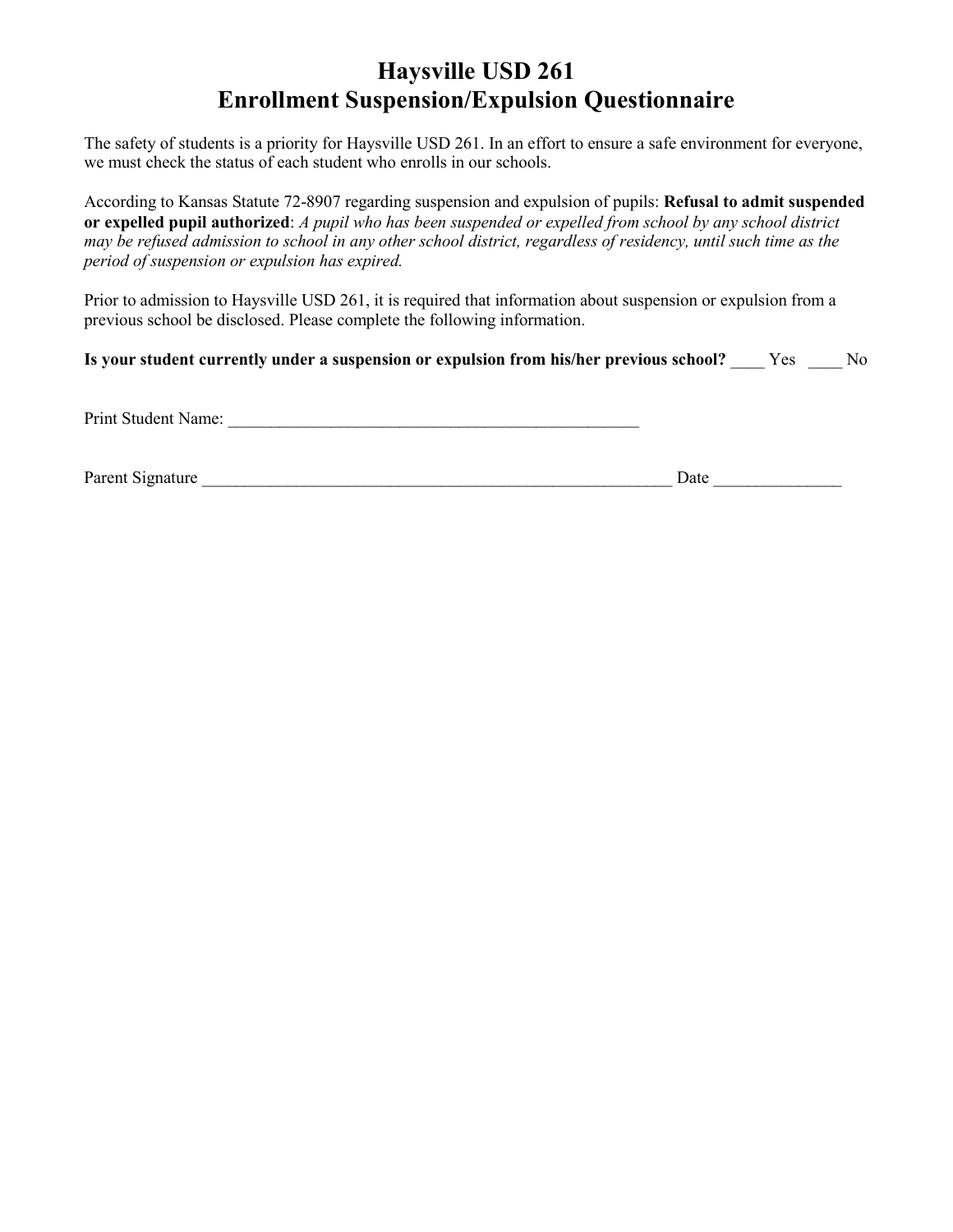# Haysville USD 261
# Enrollment Suspension/Expulsion Questionnaire

The safety of students is a priority for Haysville USD 261. In an effort to ensure a safe environment for everyone, we must check the status of each student who enrolls in our schools.

According to Kansas Statute 72-8907 regarding suspension and expulsion of pupils: **Refusal to admit suspended or expelled pupil authorized**: *A pupil who has been suspended or expelled from school by any school district may be refused admission to school in any other school district, regardless of residency, until such time as the period of suspension or expulsion has expired.*

Prior to admission to Haysville USD 261, it is required that information about suspension or expulsion from a previous school be disclosed. Please complete the following information.

**Is your student currently under a suspension or expulsion from his/her previous school?** ____ Yes ____ No

Print Student Name: ___________________________________________________

Parent Signature __________________________________________________________ Date _______________